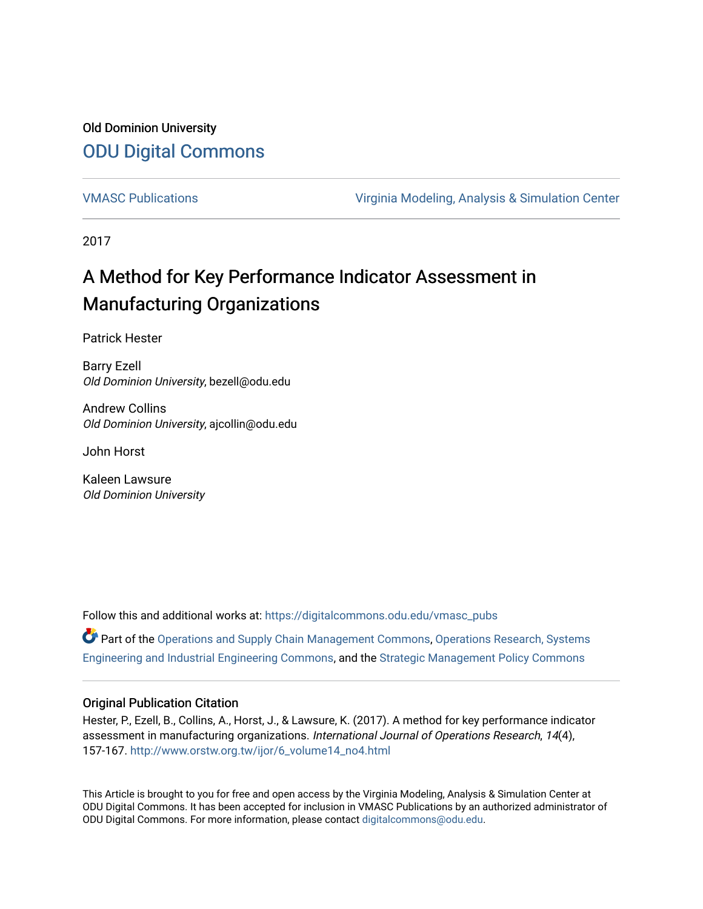Old Dominion University

# ODU Digital Commons

VMASC Publications

Virginia Modeling, Analysis & Simulation Center

2017

## A Method for Key Performance Indicator Assessment in Manufacturing Organizations

Patrick Hester

Barry Ezell
*Old Dominion University*, bezell@odu.edu

Andrew Collins
*Old Dominion University*, ajcollin@odu.edu

John Horst

Kaleen Lawsure
*Old Dominion University*

Follow this and additional works at: https://digitalcommons.odu.edu/vmasc_pubs

Part of the Operations and Supply Chain Management Commons, Operations Research, Systems Engineering and Industrial Engineering Commons, and the Strategic Management Policy Commons

### Original Publication Citation

Hester, P., Ezell, B., Collins, A., Horst, J., & Lawsure, K. (2017). A method for key performance indicator assessment in manufacturing organizations. *International Journal of Operations Research*, *14*(4), 157-167. http://www.orstw.org.tw/ijor/6_volume14_no4.html

This Article is brought to you for free and open access by the Virginia Modeling, Analysis & Simulation Center at ODU Digital Commons. It has been accepted for inclusion in VMASC Publications by an authorized administrator of ODU Digital Commons. For more information, please contact digitalcommons@odu.edu.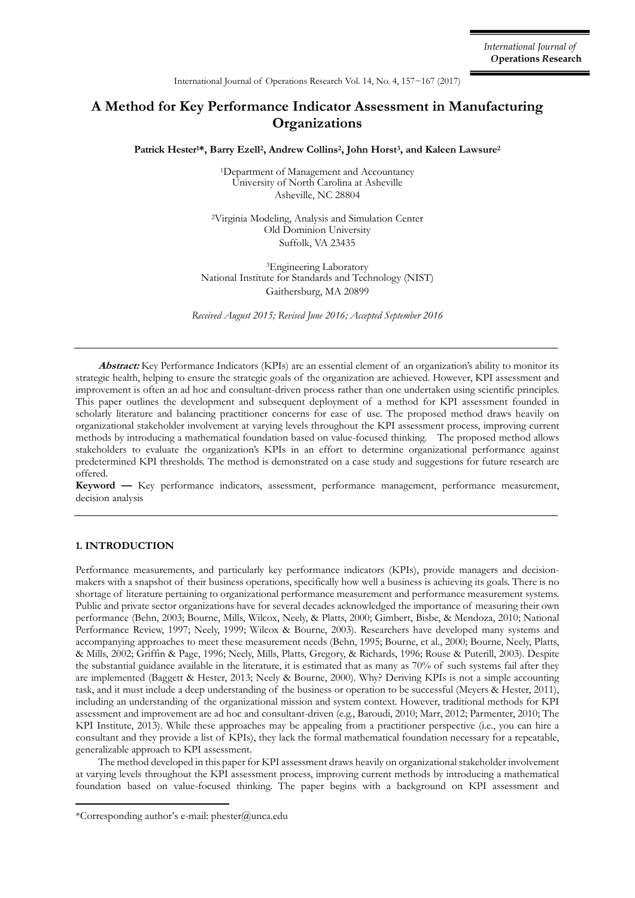# A Method for Key Performance Indicator Assessment in Manufacturing Organizations

**Patrick Hester[1]*, Barry Ezell[2], Andrew Collins[2], John Horst[3], and Kaleen Lawsure[2]**

[1]Department of Management and Accountancy
University of North Carolina at Asheville
Asheville, NC 28804

[2]Virginia Modeling, Analysis and Simulation Center
Old Dominion University
Suffolk, VA 23435

[3]Engineering Laboratory
National Institute for Standards and Technology (NIST)
Gaithersburg, MA 20899

*Received August 2015; Revised June 2016; Accepted September 2016*

***Abstract:*** Key Performance Indicators (KPIs) are an essential element of an organization's ability to monitor its strategic health, helping to ensure the strategic goals of the organization are achieved. However, KPI assessment and improvement is often an ad hoc and consultant-driven process rather than one undertaken using scientific principles. This paper outlines the development and subsequent deployment of a method for KPI assessment founded in scholarly literature and balancing practitioner concerns for ease of use. The proposed method draws heavily on organizational stakeholder involvement at varying levels throughout the KPI assessment process, improving current methods by introducing a mathematical foundation based on value-focused thinking. The proposed method allows stakeholders to evaluate the organization's KPIs in an effort to determine organizational performance against predetermined KPI thresholds. The method is demonstrated on a case study and suggestions for future research are offered.

**Keyword —** Key performance indicators, assessment, performance management, performance measurement, decision analysis

## 1. INTRODUCTION

Performance measurements, and particularly key performance indicators (KPIs), provide managers and decision-makers with a snapshot of their business operations, specifically how well a business is achieving its goals. There is no shortage of literature pertaining to organizational performance measurement and performance measurement systems. Public and private sector organizations have for several decades acknowledged the importance of measuring their own performance (Behn, 2003; Bourne, Mills, Wilcox, Neely, & Platts, 2000; Gimbert, Bisbe, & Mendoza, 2010; National Performance Review, 1997; Neely, 1999; Wilcox & Bourne, 2003). Researchers have developed many systems and accompanying approaches to meet these measurement needs (Behn, 1995; Bourne, et al., 2000; Bourne, Neely, Platts, & Mills, 2002; Griffin & Page, 1996; Neely, Mills, Platts, Gregory, & Richards, 1996; Rouse & Puterill, 2003). Despite the substantial guidance available in the literature, it is estimated that as many as 70% of such systems fail after they are implemented (Baggett & Hester, 2013; Neely & Bourne, 2000). Why? Deriving KPIs is not a simple accounting task, and it must include a deep understanding of the business or operation to be successful (Meyers & Hester, 2011), including an understanding of the organizational mission and system context. However, traditional methods for KPI assessment and improvement are ad hoc and consultant-driven (e.g., Baroudi, 2010; Marr, 2012; Parmenter, 2010; The KPI Institute, 2013). While these approaches may be appealing from a practitioner perspective (i.e., you can hire a consultant and they provide a list of KPIs), they lack the formal mathematical foundation necessary for a repeatable, generalizable approach to KPI assessment.

The method developed in this paper for KPI assessment draws heavily on organizational stakeholder involvement at varying levels throughout the KPI assessment process, improving current methods by introducing a mathematical foundation based on value-focused thinking. The paper begins with a background on KPI assessment and

*Corresponding author's e-mail: phester@unca.edu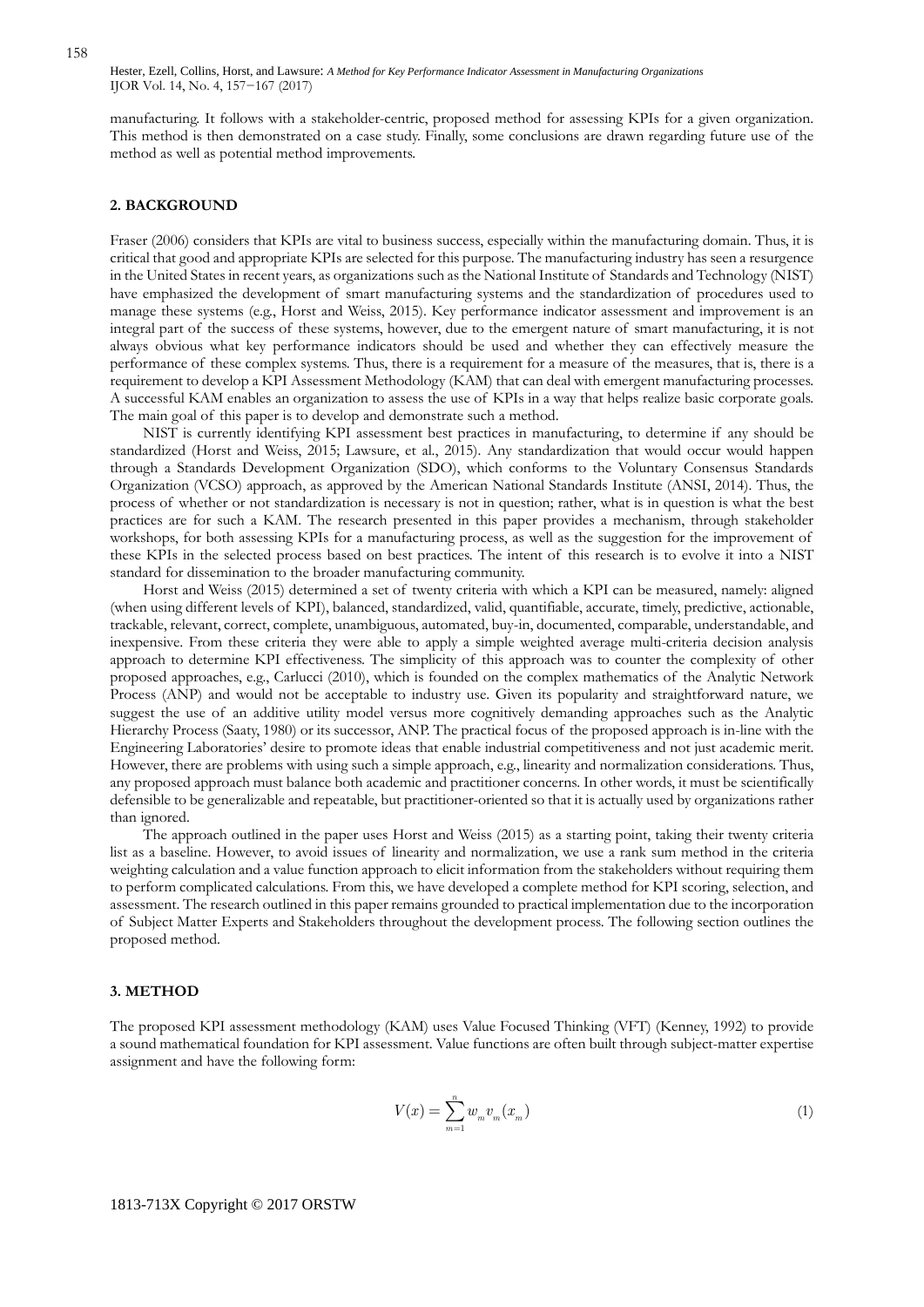manufacturing. It follows with a stakeholder-centric, proposed method for assessing KPIs for a given organization. This method is then demonstrated on a case study. Finally, some conclusions are drawn regarding future use of the method as well as potential method improvements.

## 2. BACKGROUND

Fraser (2006) considers that KPIs are vital to business success, especially within the manufacturing domain. Thus, it is critical that good and appropriate KPIs are selected for this purpose. The manufacturing industry has seen a resurgence in the United States in recent years, as organizations such as the National Institute of Standards and Technology (NIST) have emphasized the development of smart manufacturing systems and the standardization of procedures used to manage these systems (e.g., Horst and Weiss, 2015). Key performance indicator assessment and improvement is an integral part of the success of these systems, however, due to the emergent nature of smart manufacturing, it is not always obvious what key performance indicators should be used and whether they can effectively measure the performance of these complex systems. Thus, there is a requirement for a measure of the measures, that is, there is a requirement to develop a KPI Assessment Methodology (KAM) that can deal with emergent manufacturing processes. A successful KAM enables an organization to assess the use of KPIs in a way that helps realize basic corporate goals. The main goal of this paper is to develop and demonstrate such a method.

NIST is currently identifying KPI assessment best practices in manufacturing, to determine if any should be standardized (Horst and Weiss, 2015; Lawsure, et al., 2015). Any standardization that would occur would happen through a Standards Development Organization (SDO), which conforms to the Voluntary Consensus Standards Organization (VCSO) approach, as approved by the American National Standards Institute (ANSI, 2014). Thus, the process of whether or not standardization is necessary is not in question; rather, what is in question is what the best practices are for such a KAM. The research presented in this paper provides a mechanism, through stakeholder workshops, for both assessing KPIs for a manufacturing process, as well as the suggestion for the improvement of these KPIs in the selected process based on best practices. The intent of this research is to evolve it into a NIST standard for dissemination to the broader manufacturing community.

Horst and Weiss (2015) determined a set of twenty criteria with which a KPI can be measured, namely: aligned (when using different levels of KPI), balanced, standardized, valid, quantifiable, accurate, timely, predictive, actionable, trackable, relevant, correct, complete, unambiguous, automated, buy-in, documented, comparable, understandable, and inexpensive. From these criteria they were able to apply a simple weighted average multi-criteria decision analysis approach to determine KPI effectiveness. The simplicity of this approach was to counter the complexity of other proposed approaches, e.g., Carlucci (2010), which is founded on the complex mathematics of the Analytic Network Process (ANP) and would not be acceptable to industry use. Given its popularity and straightforward nature, we suggest the use of an additive utility model versus more cognitively demanding approaches such as the Analytic Hierarchy Process (Saaty, 1980) or its successor, ANP. The practical focus of the proposed approach is in-line with the Engineering Laboratories' desire to promote ideas that enable industrial competitiveness and not just academic merit. However, there are problems with using such a simple approach, e.g., linearity and normalization considerations. Thus, any proposed approach must balance both academic and practitioner concerns. In other words, it must be scientifically defensible to be generalizable and repeatable, but practitioner-oriented so that it is actually used by organizations rather than ignored.

The approach outlined in the paper uses Horst and Weiss (2015) as a starting point, taking their twenty criteria list as a baseline. However, to avoid issues of linearity and normalization, we use a rank sum method in the criteria weighting calculation and a value function approach to elicit information from the stakeholders without requiring them to perform complicated calculations. From this, we have developed a complete method for KPI scoring, selection, and assessment. The research outlined in this paper remains grounded to practical implementation due to the incorporation of Subject Matter Experts and Stakeholders throughout the development process. The following section outlines the proposed method.

## 3. METHOD

The proposed KPI assessment methodology (KAM) uses Value Focused Thinking (VFT) (Kenney, 1992) to provide a sound mathematical foundation for KPI assessment. Value functions are often built through subject-matter expertise assignment and have the following form:

$$V(x) = \sum_{m=1}^{n} w_m v_m(x_m) \tag{1}$$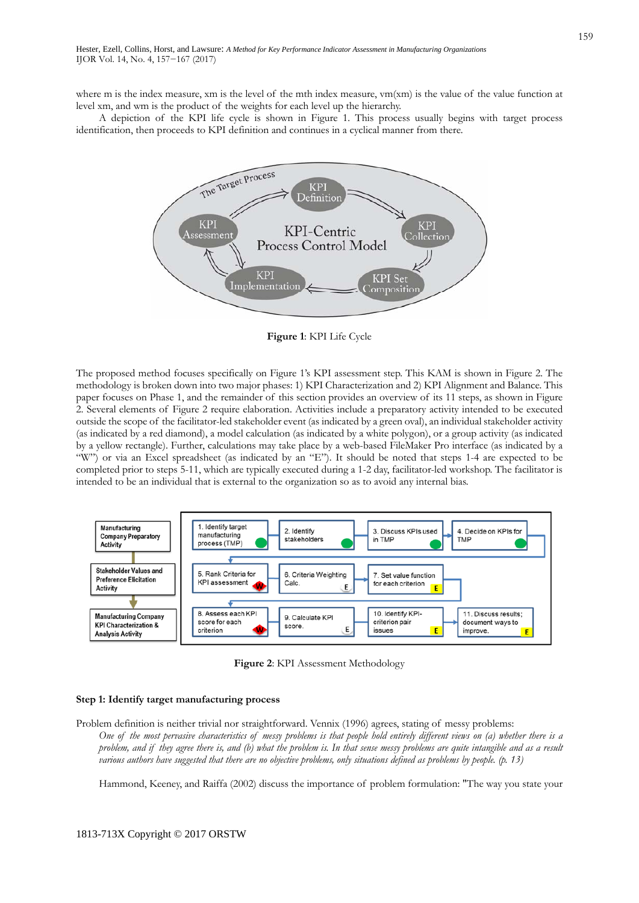where m is the index measure, xm is the level of the mth index measure, vm(xm) is the value of the value function at level xm, and wm is the product of the weights for each level up the hierarchy.

A depiction of the KPI life cycle is shown in Figure 1. This process usually begins with target process identification, then proceeds to KPI definition and continues in a cyclical manner from there.

**Figure 1**: KPI Life Cycle

The proposed method focuses specifically on Figure 1's KPI assessment step. This KAM is shown in Figure 2. The methodology is broken down into two major phases: 1) KPI Characterization and 2) KPI Alignment and Balance. This paper focuses on Phase 1, and the remainder of this section provides an overview of its 11 steps, as shown in Figure 2. Several elements of Figure 2 require elaboration. Activities include a preparatory activity intended to be executed outside the scope of the facilitator-led stakeholder event (as indicated by a green oval), an individual stakeholder activity (as indicated by a red diamond), a model calculation (as indicated by a white polygon), or a group activity (as indicated by a yellow rectangle). Further, calculations may take place by a web-based FileMaker Pro interface (as indicated by a "W") or via an Excel spreadsheet (as indicated by an "E"). It should be noted that steps 1-4 are expected to be completed prior to steps 5-11, which are typically executed during a 1-2 day, facilitator-led workshop. The facilitator is intended to be an individual that is external to the organization so as to avoid any internal bias.

**Figure 2**: KPI Assessment Methodology

### Step 1: Identify target manufacturing process

Problem definition is neither trivial nor straightforward. Vennix (1996) agrees, stating of messy problems:

> *One of the most pervasive characteristics of messy problems is that people hold entirely different views on (a) whether there is a problem, and if they agree there is, and (b) what the problem is. In that sense messy problems are quite intangible and as a result various authors have suggested that there are no objective problems, only situations defined as problems by people. (p. 13)*

Hammond, Keeney, and Raiffa (2002) discuss the importance of problem formulation: "The way you state your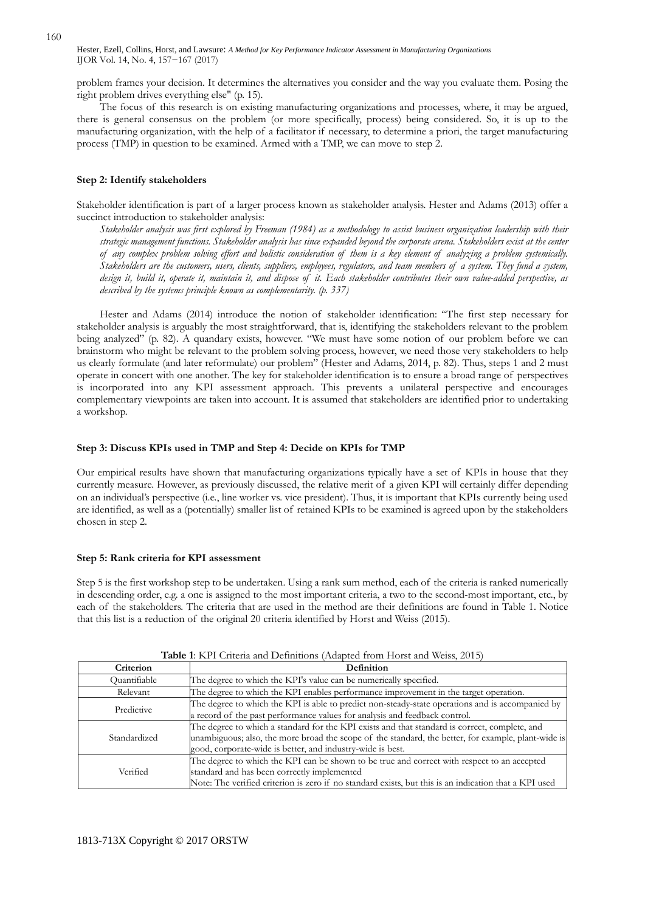problem frames your decision. It determines the alternatives you consider and the way you evaluate them. Posing the right problem drives everything else" (p. 15).

The focus of this research is on existing manufacturing organizations and processes, where, it may be argued, there is general consensus on the problem (or more specifically, process) being considered. So, it is up to the manufacturing organization, with the help of a facilitator if necessary, to determine a priori, the target manufacturing process (TMP) in question to be examined. Armed with a TMP, we can move to step 2.

#### Step 2: Identify stakeholders

Stakeholder identification is part of a larger process known as stakeholder analysis. Hester and Adams (2013) offer a succinct introduction to stakeholder analysis:

*Stakeholder analysis was first explored by Freeman (1984) as a methodology to assist business organization leadership with their strategic management functions. Stakeholder analysis has since expanded beyond the corporate arena. Stakeholders exist at the center of any complex problem solving effort and holistic consideration of them is a key element of analyzing a problem systemically. Stakeholders are the customers, users, clients, suppliers, employees, regulators, and team members of a system. They fund a system, design it, build it, operate it, maintain it, and dispose of it. Each stakeholder contributes their own value-added perspective, as described by the systems principle known as complementarity. (p. 337)*

Hester and Adams (2014) introduce the notion of stakeholder identification: "The first step necessary for stakeholder analysis is arguably the most straightforward, that is, identifying the stakeholders relevant to the problem being analyzed" (p. 82). A quandary exists, however. "We must have some notion of our problem before we can brainstorm who might be relevant to the problem solving process, however, we need those very stakeholders to help us clearly formulate (and later reformulate) our problem" (Hester and Adams, 2014, p. 82). Thus, steps 1 and 2 must operate in concert with one another. The key for stakeholder identification is to ensure a broad range of perspectives is incorporated into any KPI assessment approach. This prevents a unilateral perspective and encourages complementary viewpoints are taken into account. It is assumed that stakeholders are identified prior to undertaking a workshop.

#### Step 3: Discuss KPIs used in TMP and Step 4: Decide on KPIs for TMP

Our empirical results have shown that manufacturing organizations typically have a set of KPIs in house that they currently measure. However, as previously discussed, the relative merit of a given KPI will certainly differ depending on an individual's perspective (i.e., line worker vs. vice president). Thus, it is important that KPIs currently being used are identified, as well as a (potentially) smaller list of retained KPIs to be examined is agreed upon by the stakeholders chosen in step 2.

#### Step 5: Rank criteria for KPI assessment

Step 5 is the first workshop step to be undertaken. Using a rank sum method, each of the criteria is ranked numerically in descending order, e.g. a one is assigned to the most important criteria, a two to the second-most important, etc., by each of the stakeholders. The criteria that are used in the method are their definitions are found in Table 1. Notice that this list is a reduction of the original 20 criteria identified by Horst and Weiss (2015).

**Table 1**: KPI Criteria and Definitions (Adapted from Horst and Weiss, 2015)

| Criterion | Definition |
|---|---|
| Quantifiable | The degree to which the KPI's value can be numerically specified. |
| Relevant | The degree to which the KPI enables performance improvement in the target operation. |
| Predictive | The degree to which the KPI is able to predict non-steady-state operations and is accompanied by a record of the past performance values for analysis and feedback control. |
| Standardized | The degree to which a standard for the KPI exists and that standard is correct, complete, and unambiguous; also, the more broad the scope of the standard, the better, for example, plant-wide is good, corporate-wide is better, and industry-wide is best. |
| Verified | The degree to which the KPI can be shown to be true and correct with respect to an accepted standard and has been correctly implemented<br>Note: The verified criterion is zero if no standard exists, but this is an indication that a KPI used |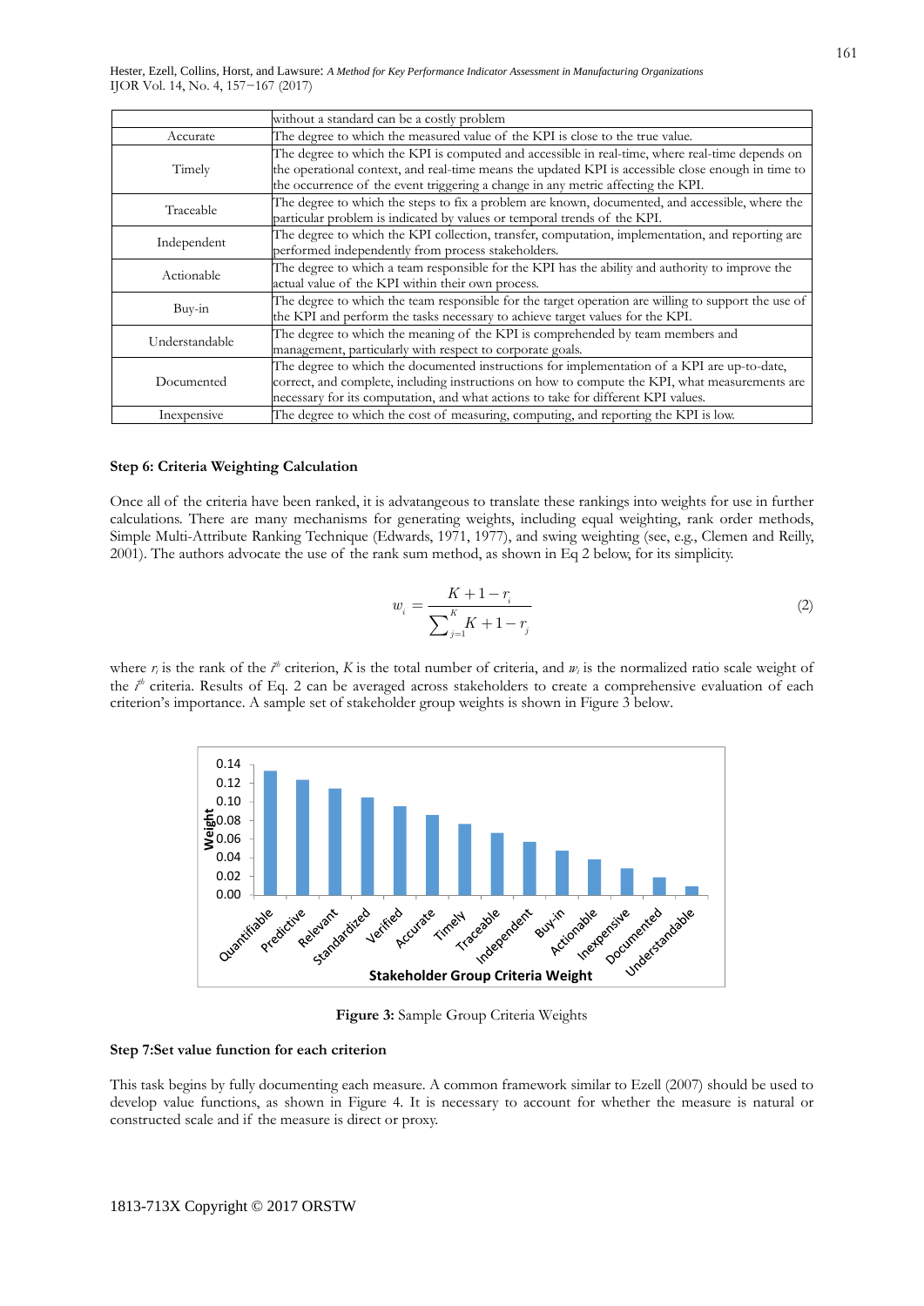|  | without a standard can be a costly problem |
| --- | --- |
| Accurate | The degree to which the measured value of the KPI is close to the true value. |
| Timely | The degree to which the KPI is computed and accessible in real-time, where real-time depends on the operational context, and real-time means the updated KPI is accessible close enough in time to the occurrence of the event triggering a change in any metric affecting the KPI. |
| Traceable | The degree to which the steps to fix a problem are known, documented, and accessible, where the particular problem is indicated by values or temporal trends of the KPI. |
| Independent | The degree to which the KPI collection, transfer, computation, implementation, and reporting are performed independently from process stakeholders. |
| Actionable | The degree to which a team responsible for the KPI has the ability and authority to improve the actual value of the KPI within their own process. |
| Buy-in | The degree to which the team responsible for the target operation are willing to support the use of the KPI and perform the tasks necessary to achieve target values for the KPI. |
| Understandable | The degree to which the meaning of the KPI is comprehended by team members and management, particularly with respect to corporate goals. |
| Documented | The degree to which the documented instructions for implementation of a KPI are up-to-date, correct, and complete, including instructions on how to compute the KPI, what measurements are necessary for its computation, and what actions to take for different KPI values. |
| Inexpensive | The degree to which the cost of measuring, computing, and reporting the KPI is low. |

**Step 6: Criteria Weighting Calculation**

Once all of the criteria have been ranked, it is advatangeous to translate these rankings into weights for use in further calculations. There are many mechanisms for generating weights, including equal weighting, rank order methods, Simple Multi-Attribute Ranking Technique (Edwards, 1971, 1977), and swing weighting (see, e.g., Clemen and Reilly, 2001). The authors advocate the use of the rank sum method, as shown in Eq 2 below, for its simplicity.

$$w_i = \frac{K+1-r_i}{\sum_{j=1}^{K} K+1-r_j} \tag{2}$$

where $r_i$ is the rank of the $i^{th}$ criterion, $K$ is the total number of criteria, and $w_i$ is the normalized ratio scale weight of the $i^{th}$ criteria. Results of Eq. 2 can be averaged across stakeholders to create a comprehensive evaluation of each criterion's importance. A sample set of stakeholder group weights is shown in Figure 3 below.

**Figure 3:** Sample Group Criteria Weights

**Step 7:Set value function for each criterion**

This task begins by fully documenting each measure. A common framework similar to Ezell (2007) should be used to develop value functions, as shown in Figure 4. It is necessary to account for whether the measure is natural or constructed scale and if the measure is direct or proxy.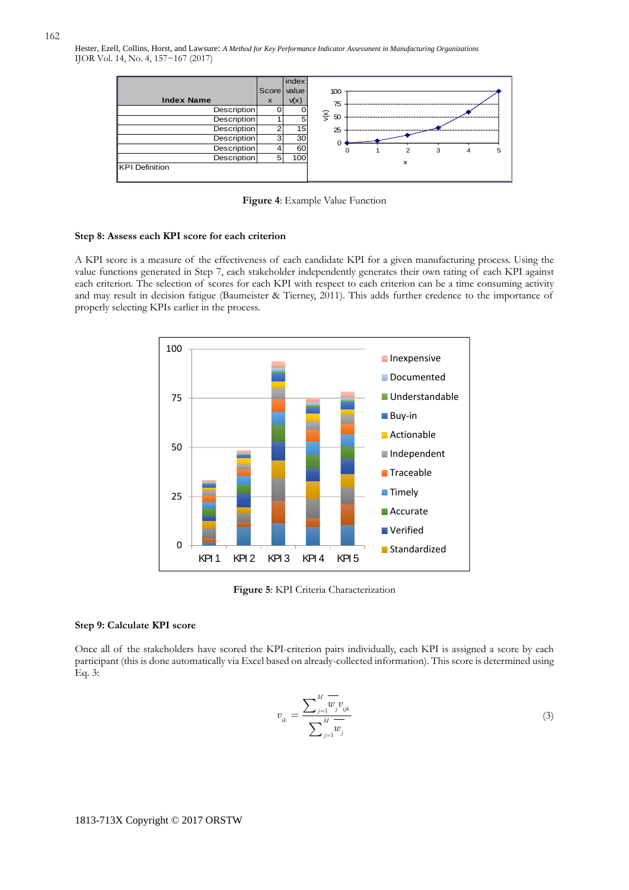| Index Name | Score x | index value v(x) |
| --- | --- | --- |
| Description | 0 | 0 |
| Description | 1 | 5 |
| Description | 2 | 15 |
| Description | 3 | 30 |
| Description | 4 | 60 |
| Description | 5 | 100 |
| KPI Definition | | |

**Figure 4**: Example Value Function

**Step 8: Assess each KPI score for each criterion**

A KPI score is a measure of the effectiveness of each candidate KPI for a given manufacturing process. Using the value functions generated in Step 7, each stakeholder independently generates their own rating of each KPI against each criterion. The selection of scores for each KPI with respect to each criterion can be a time consuming activity and may result in decision fatigue (Baumeister & Tierney, 2011). This adds further credence to the importance of properly selecting KPIs earlier in the process.

**Figure 5**: KPI Criteria Characterization

**Step 9: Calculate KPI score**

Once all of the stakeholders have scored the KPI-criterion pairs individually, each KPI is assigned a score by each participant (this is done automatically via Excel based on already-collected information). This score is determined using Eq. 3:

$$v_{ik} = \frac{\sum_{j=1}^{M} \overline{w_j} v_{ijk}}{\sum_{j=1}^{M} \overline{w_j}} \tag{3}$$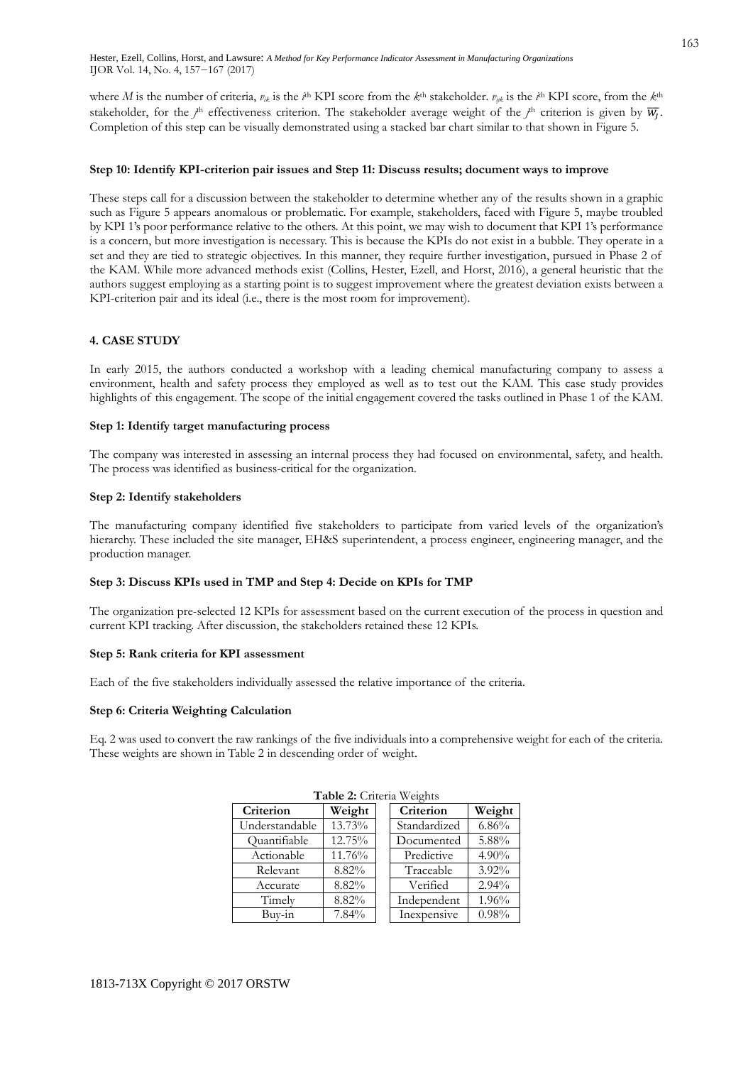where $M$ is the number of criteria, $v_{ik}$ is the $i^{th}$ KPI score from the $k^{th}$ stakeholder. $v_{ijk}$ is the $i^{th}$ KPI score, from the $k^{th}$ stakeholder, for the $j^{th}$ effectiveness criterion. The stakeholder average weight of the $j^{th}$ criterion is given by $\overline{w_j}$. Completion of this step can be visually demonstrated using a stacked bar chart similar to that shown in Figure 5.

### Step 10: Identify KPI-criterion pair issues and Step 11: Discuss results; document ways to improve

These steps call for a discussion between the stakeholder to determine whether any of the results shown in a graphic such as Figure 5 appears anomalous or problematic. For example, stakeholders, faced with Figure 5, maybe troubled by KPI 1's poor performance relative to the others. At this point, we may wish to document that KPI 1's performance is a concern, but more investigation is necessary. This is because the KPIs do not exist in a bubble. They operate in a set and they are tied to strategic objectives. In this manner, they require further investigation, pursued in Phase 2 of the KAM. While more advanced methods exist (Collins, Hester, Ezell, and Horst, 2016), a general heuristic that the authors suggest employing as a starting point is to suggest improvement where the greatest deviation exists between a KPI-criterion pair and its ideal (i.e., there is the most room for improvement).

## 4. CASE STUDY

In early 2015, the authors conducted a workshop with a leading chemical manufacturing company to assess a environment, health and safety process they employed as well as to test out the KAM. This case study provides highlights of this engagement. The scope of the initial engagement covered the tasks outlined in Phase 1 of the KAM.

### Step 1: Identify target manufacturing process

The company was interested in assessing an internal process they had focused on environmental, safety, and health. The process was identified as business-critical for the organization.

### Step 2: Identify stakeholders

The manufacturing company identified five stakeholders to participate from varied levels of the organization's hierarchy. These included the site manager, EH&S superintendent, a process engineer, engineering manager, and the production manager.

### Step 3: Discuss KPIs used in TMP and Step 4: Decide on KPIs for TMP

The organization pre-selected 12 KPIs for assessment based on the current execution of the process in question and current KPI tracking. After discussion, the stakeholders retained these 12 KPIs.

### Step 5: Rank criteria for KPI assessment

Each of the five stakeholders individually assessed the relative importance of the criteria.

### Step 6: Criteria Weighting Calculation

Eq. 2 was used to convert the raw rankings of the five individuals into a comprehensive weight for each of the criteria. These weights are shown in Table 2 in descending order of weight.

**Table 2:** Criteria Weights

| Criterion | Weight | Criterion | Weight |
|---|---|---|---|
| Understandable | 13.73% | Standardized | 6.86% |
| Quantifiable | 12.75% | Documented | 5.88% |
| Actionable | 11.76% | Predictive | 4.90% |
| Relevant | 8.82% | Traceable | 3.92% |
| Accurate | 8.82% | Verified | 2.94% |
| Timely | 8.82% | Independent | 1.96% |
| Buy-in | 7.84% | Inexpensive | 0.98% |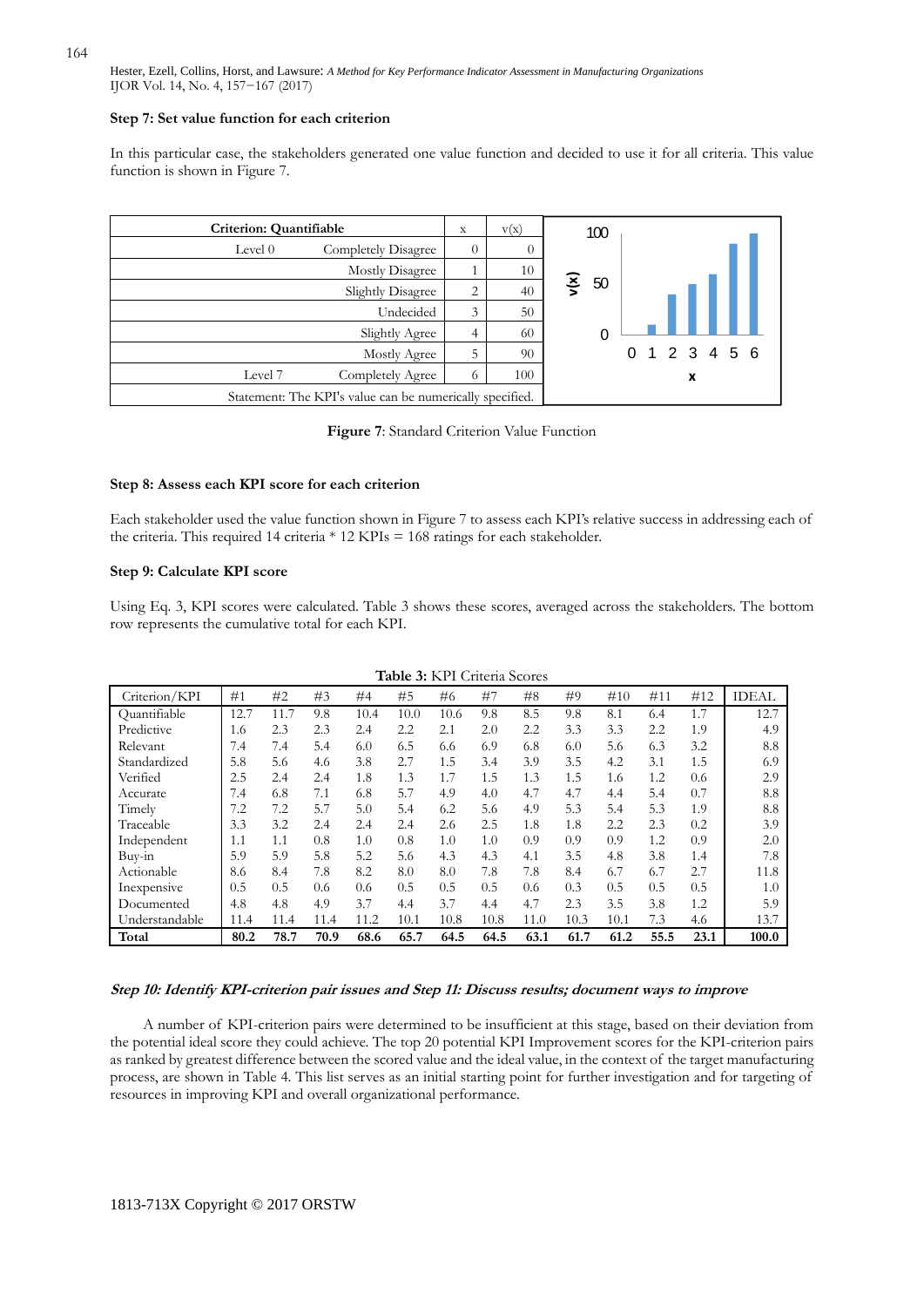### Step 7: Set value function for each criterion

In this particular case, the stakeholders generated one value function and decided to use it for all criteria. This value function is shown in Figure 7.

| Criterion: Quantifiable | | x | v(x) |
|---|---|---|---|
| Level 0 | Completely Disagree | 0 | 0 |
| | Mostly Disagree | 1 | 10 |
| | Slightly Disagree | 2 | 40 |
| | Undecided | 3 | 50 |
| | Slightly Agree | 4 | 60 |
| | Mostly Agree | 5 | 90 |
| Level 7 | Completely Agree | 6 | 100 |
| Statement: The KPI's value can be numerically specified. | | | |

**Figure 7**: Standard Criterion Value Function

### Step 8: Assess each KPI score for each criterion

Each stakeholder used the value function shown in Figure 7 to assess each KPI's relative success in addressing each of the criteria. This required 14 criteria * 12 KPIs = 168 ratings for each stakeholder.

### Step 9: Calculate KPI score

Using Eq. 3, KPI scores were calculated. Table 3 shows these scores, averaged across the stakeholders. The bottom row represents the cumulative total for each KPI.

**Table 3:** KPI Criteria Scores

| Criterion/KPI | #1 | #2 | #3 | #4 | #5 | #6 | #7 | #8 | #9 | #10 | #11 | #12 | IDEAL |
|---|---|---|---|---|---|---|---|---|---|---|---|---|---|
| Quantifiable | 12.7 | 11.7 | 9.8 | 10.4 | 10.0 | 10.6 | 9.8 | 8.5 | 9.8 | 8.1 | 6.4 | 1.7 | 12.7 |
| Predictive | 1.6 | 2.3 | 2.3 | 2.4 | 2.2 | 2.1 | 2.0 | 2.2 | 3.3 | 3.3 | 2.2 | 1.9 | 4.9 |
| Relevant | 7.4 | 7.4 | 5.4 | 6.0 | 6.5 | 6.6 | 6.9 | 6.8 | 6.0 | 5.6 | 6.3 | 3.2 | 8.8 |
| Standardized | 5.8 | 5.6 | 4.6 | 3.8 | 2.7 | 1.5 | 3.4 | 3.9 | 3.5 | 4.2 | 3.1 | 1.5 | 6.9 |
| Verified | 2.5 | 2.4 | 2.4 | 1.8 | 1.3 | 1.7 | 1.5 | 1.3 | 1.5 | 1.6 | 1.2 | 0.6 | 2.9 |
| Accurate | 7.4 | 6.8 | 7.1 | 6.8 | 5.7 | 4.9 | 4.0 | 4.7 | 4.7 | 4.4 | 5.4 | 0.7 | 8.8 |
| Timely | 7.2 | 7.2 | 5.7 | 5.0 | 5.4 | 6.2 | 5.6 | 4.9 | 5.3 | 5.4 | 5.3 | 1.9 | 8.8 |
| Traceable | 3.3 | 3.2 | 2.4 | 2.4 | 2.4 | 2.6 | 2.5 | 1.8 | 1.8 | 2.2 | 2.3 | 0.2 | 3.9 |
| Independent | 1.1 | 1.1 | 0.8 | 1.0 | 0.8 | 1.0 | 1.0 | 0.9 | 0.9 | 0.9 | 1.2 | 0.9 | 2.0 |
| Buy-in | 5.9 | 5.9 | 5.8 | 5.2 | 5.6 | 4.3 | 4.3 | 4.1 | 3.5 | 4.8 | 3.8 | 1.4 | 7.8 |
| Actionable | 8.6 | 8.4 | 7.8 | 8.2 | 8.0 | 8.0 | 7.8 | 7.8 | 8.4 | 6.7 | 6.7 | 2.7 | 11.8 |
| Inexpensive | 0.5 | 0.5 | 0.6 | 0.6 | 0.5 | 0.5 | 0.5 | 0.6 | 0.3 | 0.5 | 0.5 | 0.5 | 1.0 |
| Documented | 4.8 | 4.8 | 4.9 | 3.7 | 4.4 | 3.7 | 4.4 | 4.7 | 2.3 | 3.5 | 3.8 | 1.2 | 5.9 |
| Understandable | 11.4 | 11.4 | 11.4 | 11.2 | 10.1 | 10.8 | 10.8 | 11.0 | 10.3 | 10.1 | 7.3 | 4.6 | 13.7 |
| **Total** | **80.2** | **78.7** | **70.9** | **68.6** | **65.7** | **64.5** | **64.5** | **63.1** | **61.7** | **61.2** | **55.5** | **23.1** | **100.0** |

### *Step 10: Identify KPI-criterion pair issues and Step 11: Discuss results; document ways to improve*

A number of KPI-criterion pairs were determined to be insufficient at this stage, based on their deviation from the potential ideal score they could achieve. The top 20 potential KPI Improvement scores for the KPI-criterion pairs as ranked by greatest difference between the scored value and the ideal value, in the context of the target manufacturing process, are shown in Table 4. This list serves as an initial starting point for further investigation and for targeting of resources in improving KPI and overall organizational performance.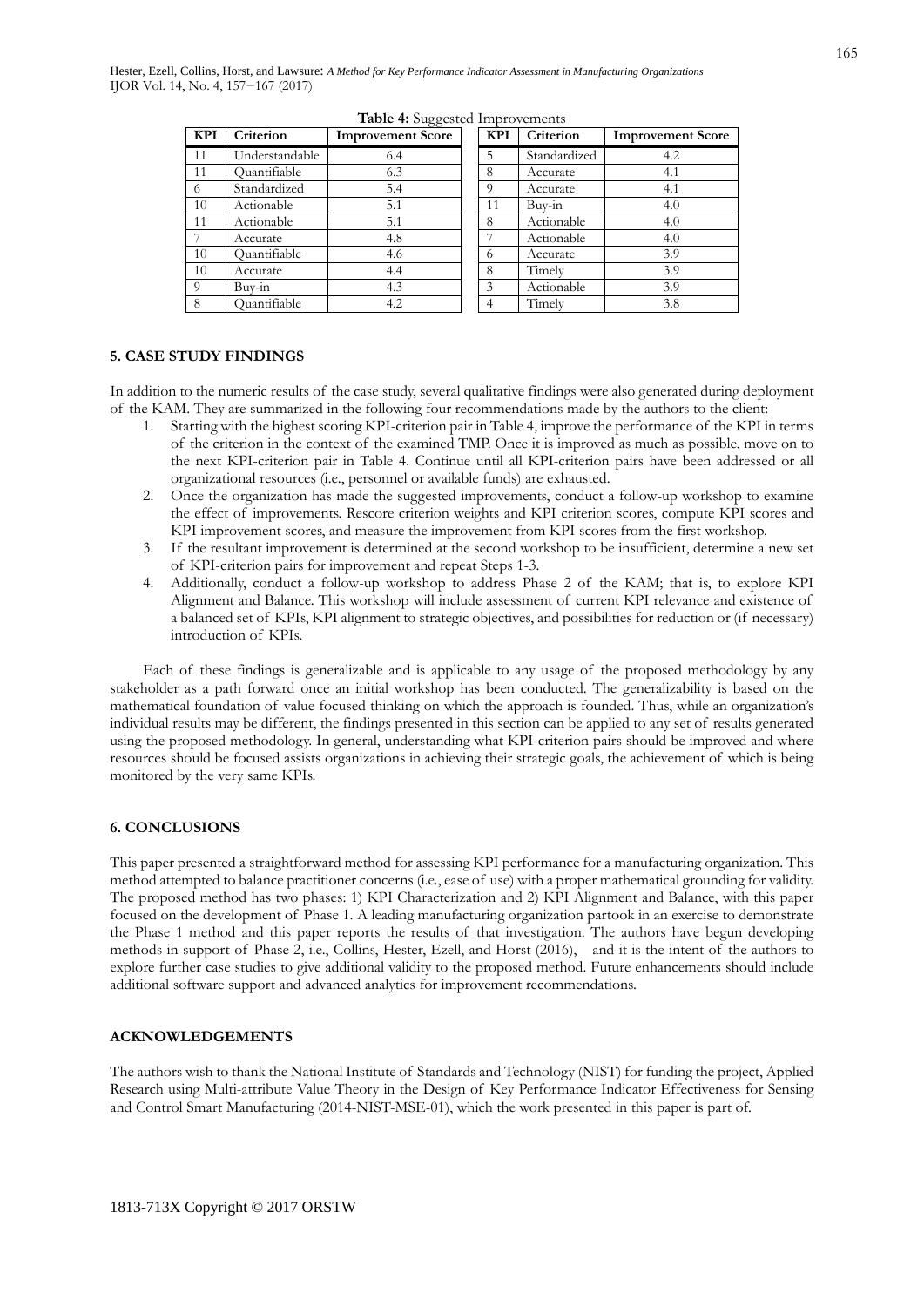**Table 4:** Suggested Improvements

| KPI | Criterion | Improvement Score | KPI | Criterion | Improvement Score |
|---|---|---|---|---|---|
| 11 | Understandable | 6.4 | 5 | Standardized | 4.2 |
| 11 | Quantifiable | 6.3 | 8 | Accurate | 4.1 |
| 6 | Standardized | 5.4 | 9 | Accurate | 4.1 |
| 10 | Actionable | 5.1 | 11 | Buy-in | 4.0 |
| 11 | Actionable | 5.1 | 8 | Actionable | 4.0 |
| 7 | Accurate | 4.8 | 7 | Actionable | 4.0 |
| 10 | Quantifiable | 4.6 | 6 | Accurate | 3.9 |
| 10 | Accurate | 4.4 | 8 | Timely | 3.9 |
| 9 | Buy-in | 4.3 | 3 | Actionable | 3.9 |
| 8 | Quantifiable | 4.2 | 4 | Timely | 3.8 |

## 5. CASE STUDY FINDINGS

In addition to the numeric results of the case study, several qualitative findings were also generated during deployment of the KAM. They are summarized in the following four recommendations made by the authors to the client:

1. Starting with the highest scoring KPI-criterion pair in Table 4, improve the performance of the KPI in terms of the criterion in the context of the examined TMP. Once it is improved as much as possible, move on to the next KPI-criterion pair in Table 4. Continue until all KPI-criterion pairs have been addressed or all organizational resources (i.e., personnel or available funds) are exhausted.
2. Once the organization has made the suggested improvements, conduct a follow-up workshop to examine the effect of improvements. Rescore criterion weights and KPI criterion scores, compute KPI scores and KPI improvement scores, and measure the improvement from KPI scores from the first workshop.
3. If the resultant improvement is determined at the second workshop to be insufficient, determine a new set of KPI-criterion pairs for improvement and repeat Steps 1-3.
4. Additionally, conduct a follow-up workshop to address Phase 2 of the KAM; that is, to explore KPI Alignment and Balance. This workshop will include assessment of current KPI relevance and existence of a balanced set of KPIs, KPI alignment to strategic objectives, and possibilities for reduction or (if necessary) introduction of KPIs.

Each of these findings is generalizable and is applicable to any usage of the proposed methodology by any stakeholder as a path forward once an initial workshop has been conducted. The generalizability is based on the mathematical foundation of value focused thinking on which the approach is founded. Thus, while an organization's individual results may be different, the findings presented in this section can be applied to any set of results generated using the proposed methodology. In general, understanding what KPI-criterion pairs should be improved and where resources should be focused assists organizations in achieving their strategic goals, the achievement of which is being monitored by the very same KPIs.

## 6. CONCLUSIONS

This paper presented a straightforward method for assessing KPI performance for a manufacturing organization. This method attempted to balance practitioner concerns (i.e., ease of use) with a proper mathematical grounding for validity. The proposed method has two phases: 1) KPI Characterization and 2) KPI Alignment and Balance, with this paper focused on the development of Phase 1. A leading manufacturing organization partook in an exercise to demonstrate the Phase 1 method and this paper reports the results of that investigation. The authors have begun developing methods in support of Phase 2, i.e., Collins, Hester, Ezell, and Horst (2016), and it is the intent of the authors to explore further case studies to give additional validity to the proposed method. Future enhancements should include additional software support and advanced analytics for improvement recommendations.

## ACKNOWLEDGEMENTS

The authors wish to thank the National Institute of Standards and Technology (NIST) for funding the project, Applied Research using Multi-attribute Value Theory in the Design of Key Performance Indicator Effectiveness for Sensing and Control Smart Manufacturing (2014-NIST-MSE-01), which the work presented in this paper is part of.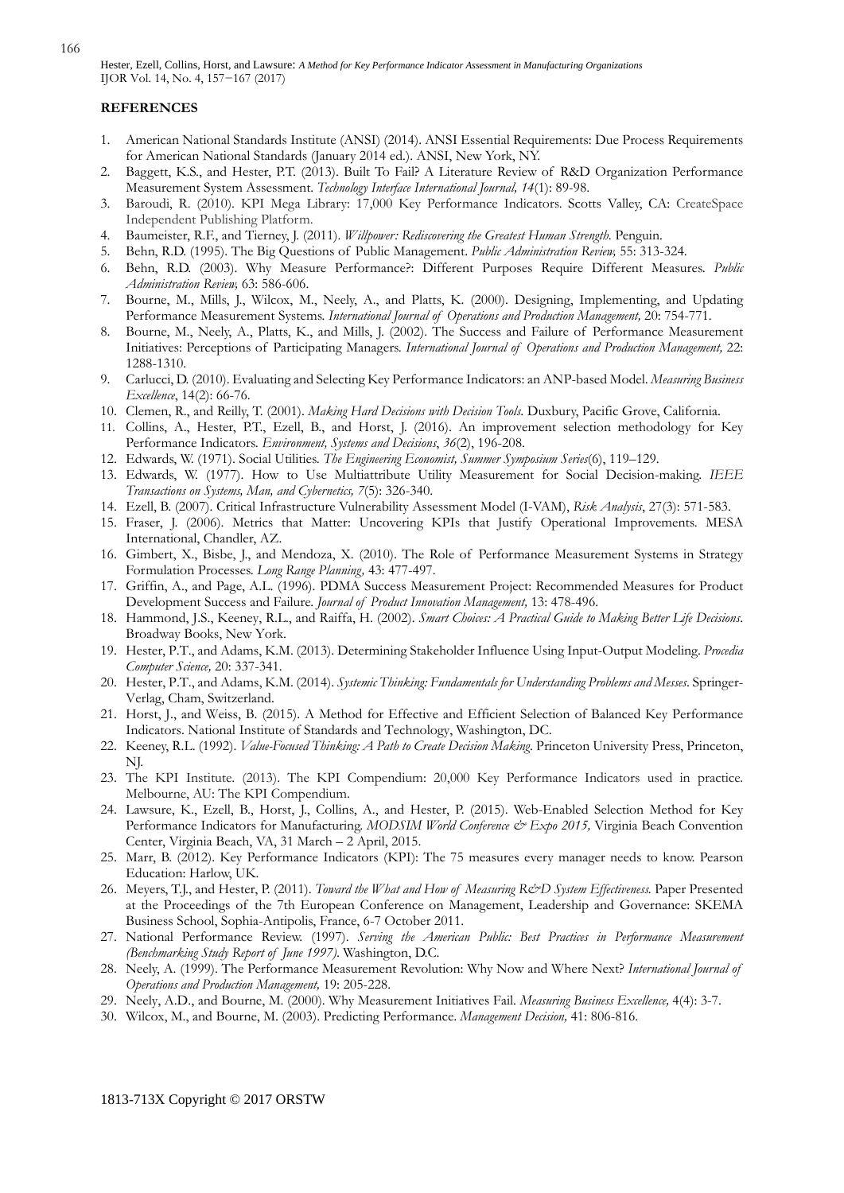**REFERENCES**

1. American National Standards Institute (ANSI) (2014). ANSI Essential Requirements: Due Process Requirements for American National Standards (January 2014 ed.). ANSI, New York, NY.
2. Baggett, K.S., and Hester, P.T. (2013). Built To Fail? A Literature Review of R&D Organization Performance Measurement System Assessment. *Technology Interface International Journal, 14*(1): 89-98.
3. Baroudi, R. (2010). KPI Mega Library: 17,000 Key Performance Indicators. Scotts Valley, CA: CreateSpace Independent Publishing Platform.
4. Baumeister, R.F., and Tierney, J. (2011). *Willpower: Rediscovering the Greatest Human Strength.* Penguin.
5. Behn, R.D. (1995). The Big Questions of Public Management. *Public Administration Review,* 55: 313-324.
6. Behn, R.D. (2003). Why Measure Performance?: Different Purposes Require Different Measures. *Public Administration Review,* 63: 586-606.
7. Bourne, M., Mills, J., Wilcox, M., Neely, A., and Platts, K. (2000). Designing, Implementing, and Updating Performance Measurement Systems. *International Journal of Operations and Production Management,* 20: 754-771.
8. Bourne, M., Neely, A., Platts, K., and Mills, J. (2002). The Success and Failure of Performance Measurement Initiatives: Perceptions of Participating Managers. *International Journal of Operations and Production Management,* 22: 1288-1310.
9. Carlucci, D. (2010). Evaluating and Selecting Key Performance Indicators: an ANP-based Model. *Measuring Business Excellence*, 14(2): 66-76.
10. Clemen, R., and Reilly, T. (2001). *Making Hard Decisions with Decision Tools.* Duxbury, Pacific Grove, California.
11. Collins, A., Hester, P.T., Ezell, B., and Horst, J. (2016). An improvement selection methodology for Key Performance Indicators. *Environment, Systems and Decisions*, *36*(2), 196-208.
12. Edwards, W. (1971). Social Utilities. *The Engineering Economist, Summer Symposium Series*(6), 119–129.
13. Edwards, W. (1977). How to Use Multiattribute Utility Measurement for Social Decision-making. *IEEE Transactions on Systems, Man, and Cybernetics, 7*(5): 326-340.
14. Ezell, B. (2007). Critical Infrastructure Vulnerability Assessment Model (I-VAM), *Risk Analysis*, 27(3): 571-583.
15. Fraser, J. (2006). Metrics that Matter: Uncovering KPIs that Justify Operational Improvements. MESA International, Chandler, AZ.
16. Gimbert, X., Bisbe, J., and Mendoza, X. (2010). The Role of Performance Measurement Systems in Strategy Formulation Processes. *Long Range Planning,* 43: 477-497.
17. Griffin, A., and Page, A.L. (1996). PDMA Success Measurement Project: Recommended Measures for Product Development Success and Failure. *Journal of Product Innovation Management,* 13: 478-496.
18. Hammond, J.S., Keeney, R.L., and Raiffa, H. (2002). *Smart Choices: A Practical Guide to Making Better Life Decisions*. Broadway Books, New York.
19. Hester, P.T., and Adams, K.M. (2013). Determining Stakeholder Influence Using Input-Output Modeling. *Procedia Computer Science,* 20: 337-341.
20. Hester, P.T., and Adams, K.M. (2014). *Systemic Thinking: Fundamentals for Understanding Problems and Messes*. Springer-Verlag, Cham, Switzerland.
21. Horst, J., and Weiss, B. (2015). A Method for Effective and Efficient Selection of Balanced Key Performance Indicators. National Institute of Standards and Technology, Washington, DC.
22. Keeney, R.L. (1992). *Value-Focused Thinking: A Path to Create Decision Making*. Princeton University Press, Princeton, NJ.
23. The KPI Institute. (2013). The KPI Compendium: 20,000 Key Performance Indicators used in practice. Melbourne, AU: The KPI Compendium.
24. Lawsure, K., Ezell, B., Horst, J., Collins, A., and Hester, P. (2015). Web-Enabled Selection Method for Key Performance Indicators for Manufacturing. *MODSIM World Conference & Expo 2015,* Virginia Beach Convention Center, Virginia Beach, VA, 31 March – 2 April, 2015.
25. Marr, B. (2012). Key Performance Indicators (KPI): The 75 measures every manager needs to know. Pearson Education: Harlow, UK.
26. Meyers, T.J., and Hester, P. (2011). *Toward the What and How of Measuring R&D System Effectiveness.* Paper Presented at the Proceedings of the 7th European Conference on Management, Leadership and Governance: SKEMA Business School, Sophia-Antipolis, France, 6-7 October 2011.
27. National Performance Review. (1997). *Serving the American Public: Best Practices in Performance Measurement (Benchmarking Study Report of June 1997).* Washington, D.C.
28. Neely, A. (1999). The Performance Measurement Revolution: Why Now and Where Next? *International Journal of Operations and Production Management,* 19: 205-228.
29. Neely, A.D., and Bourne, M. (2000). Why Measurement Initiatives Fail. *Measuring Business Excellence,* 4(4): 3-7.
30. Wilcox, M., and Bourne, M. (2003). Predicting Performance. *Management Decision,* 41: 806-816.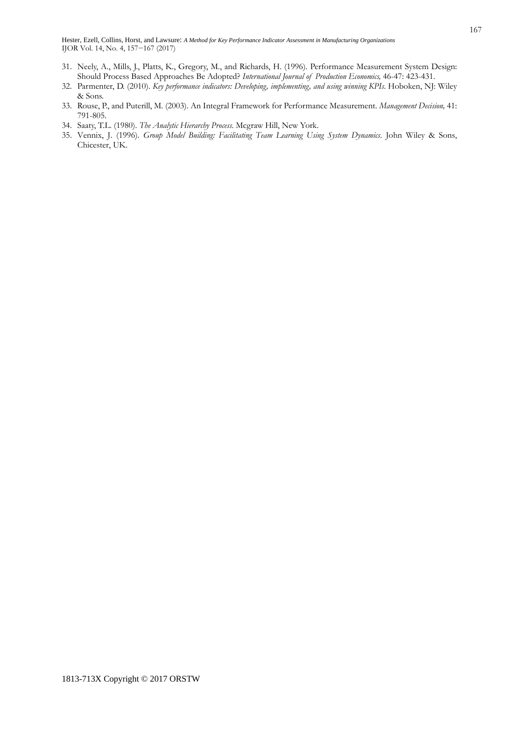31. Neely, A., Mills, J., Platts, K., Gregory, M., and Richards, H. (1996). Performance Measurement System Design: Should Process Based Approaches Be Adopted? *International Journal of Production Economics,* 46-47: 423-431.
32. Parmenter, D. (2010). *Key performance indicators: Developing, implementing, and using winning KPIs*. Hoboken, NJ: Wiley & Sons.
33. Rouse, P., and Puterill, M. (2003). An Integral Framework for Performance Measurement. *Management Decision,* 41: 791-805.
34. Saaty, T.L. (1980). *The Analytic Hierarchy Process*. Mcgraw Hill, New York.
35. Vennix, J. (1996). *Group Model Building: Facilitating Team Learning Using System Dynamics*. John Wiley & Sons, Chicester, UK.